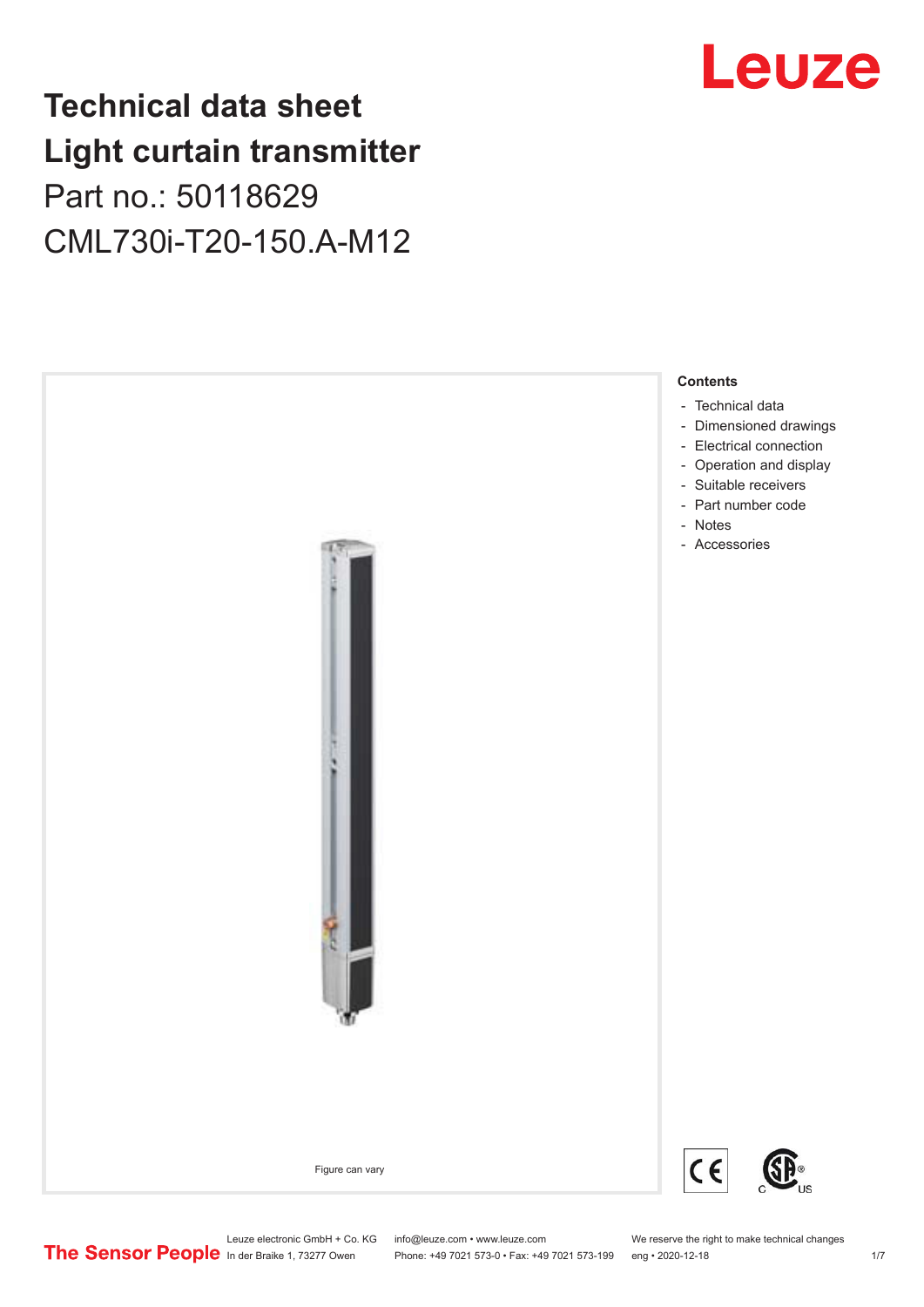# Technical data sheet
# Light curtain transmitter
## Part no.: 50118629
## CML730i-T20-150.A-M12

Figure can vary

**Contents**

- Technical data
- Dimensioned drawings
- Electrical connection
- Operation and display
- Suitable receivers
- Part number code
- Notes
- Accessories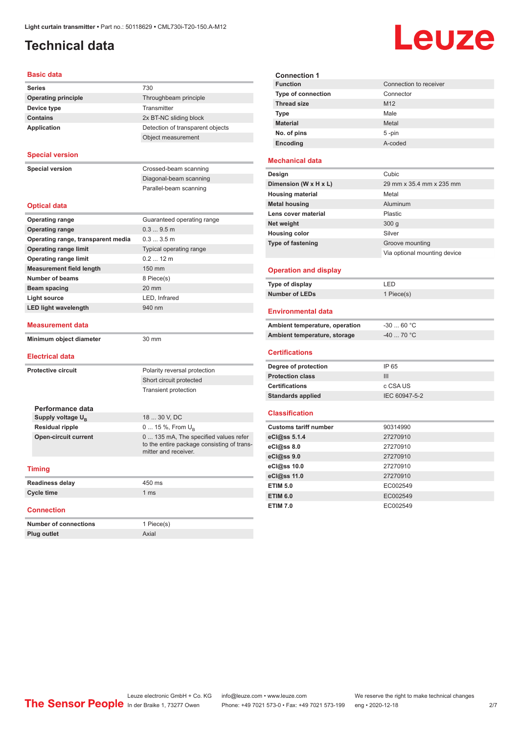Light curtain transmitter • Part no.: 50118629 • CML730i-T20-150.A-M12

# Technical data

## Basic data

| | |
|---|---|
| **Series** | 730 |
| **Operating principle** | Throughbeam principle |
| **Device type** | Transmitter |
| **Contains** | 2x BT-NC sliding block |
| **Application** | Detection of transparent objects |
| | Object measurement |

## Special version

| | |
|---|---|
| **Special version** | Crossed-beam scanning |
| | Diagonal-beam scanning |
| | Parallel-beam scanning |

## Optical data

| | |
|---|---|
| **Operating range** | Guaranteed operating range |
| **Operating range** | 0.3 ... 9.5 m |
| **Operating range, transparent media** | 0.3 ... 3.5 m |
| **Operating range limit** | Typical operating range |
| **Operating range limit** | 0.2 ... 12 m |
| **Measurement field length** | 150 mm |
| **Number of beams** | 8 Piece(s) |
| **Beam spacing** | 20 mm |
| **Light source** | LED, Infrared |
| **LED light wavelength** | 940 nm |

## Measurement data

| | |
|---|---|
| **Minimum object diameter** | 30 mm |

## Electrical data

| | |
|---|---|
| **Protective circuit** | Polarity reversal protection |
| | Short circuit protected |
| | Transient protection |

### Performance data

| | |
|---|---|
| **Supply voltage $U_B$** | 18 ... 30 V, DC |
| **Residual ripple** | 0 ... 15 %, From $U_B$ |
| **Open-circuit current** | 0 ... 135 mA, The specified values refer to the entire package consisting of transmitter and receiver. |

## Timing

| | |
|---|---|
| **Readiness delay** | 450 ms |
| **Cycle time** | 1 ms |

## Connection

| | |
|---|---|
| **Number of connections** | 1 Piece(s) |
| **Plug outlet** | Axial |

### Connection 1

| | |
|---|---|
| **Function** | Connection to receiver |
| **Type of connection** | Connector |
| **Thread size** | M12 |
| **Type** | Male |
| **Material** | Metal |
| **No. of pins** | 5 -pin |
| **Encoding** | A-coded |

## Mechanical data

| | |
|---|---|
| **Design** | Cubic |
| **Dimension (W x H x L)** | 29 mm x 35.4 mm x 235 mm |
| **Housing material** | Metal |
| **Metal housing** | Aluminum |
| **Lens cover material** | Plastic |
| **Net weight** | 300 g |
| **Housing color** | Silver |
| **Type of fastening** | Groove mounting |
| | Via optional mounting device |

## Operation and display

| | |
|---|---|
| **Type of display** | LED |
| **Number of LEDs** | 1 Piece(s) |

## Environmental data

| | |
|---|---|
| **Ambient temperature, operation** | -30 ... 60 °C |
| **Ambient temperature, storage** | -40 ... 70 °C |

## Certifications

| | |
|---|---|
| **Degree of protection** | IP 65 |
| **Protection class** | III |
| **Certifications** | c CSA US |
| **Standards applied** | IEC 60947-5-2 |

## Classification

| | |
|---|---|
| **Customs tariff number** | 90314990 |
| **eCl@ss 5.1.4** | 27270910 |
| **eCl@ss 8.0** | 27270910 |
| **eCl@ss 9.0** | 27270910 |
| **eCl@ss 10.0** | 27270910 |
| **eCl@ss 11.0** | 27270910 |
| **ETIM 5.0** | EC002549 |
| **ETIM 6.0** | EC002549 |
| **ETIM 7.0** | EC002549 |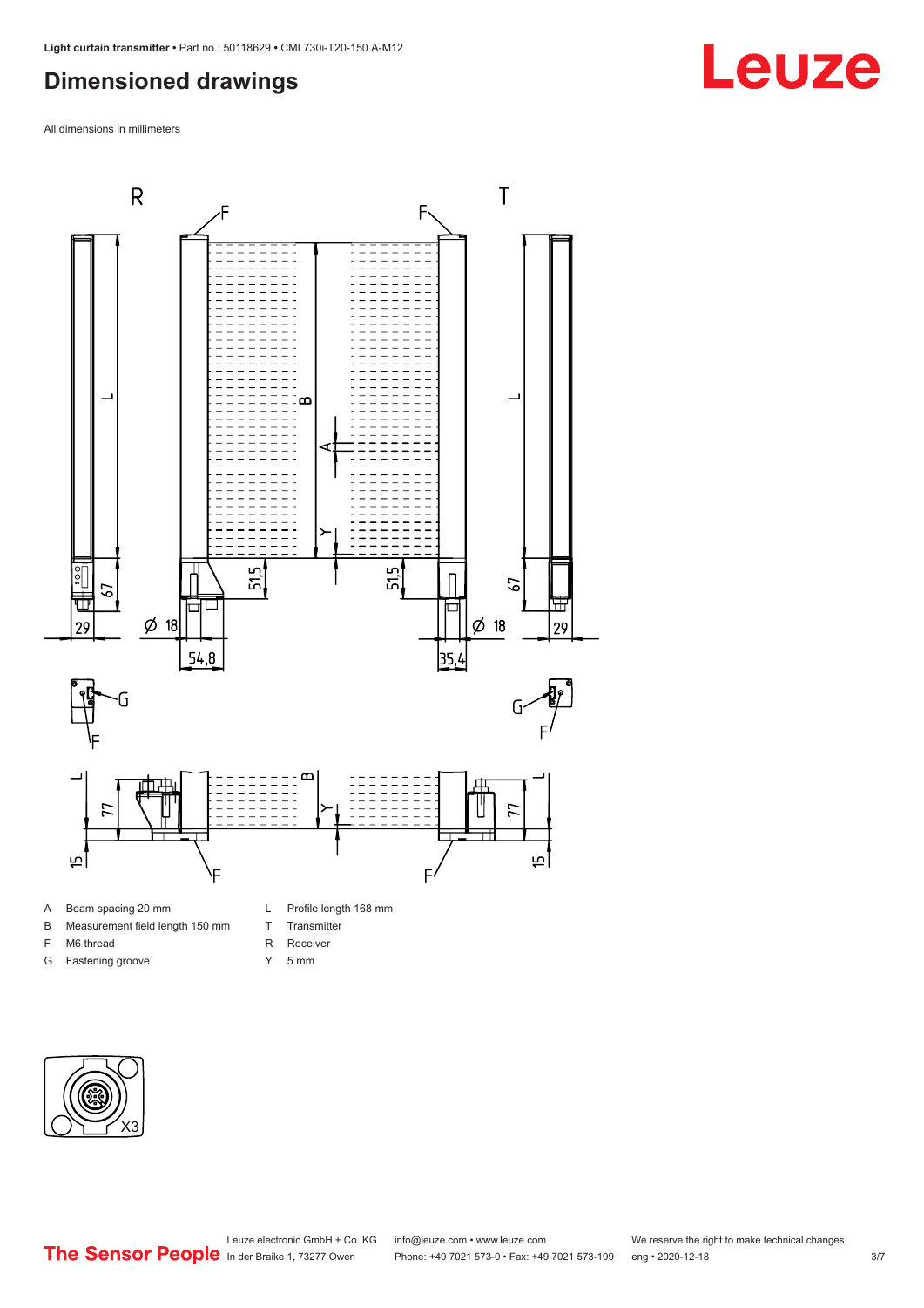## Dimensioned drawings

All dimensions in millimeters

A Beam spacing 20 mm

B Measurement field length 150 mm

F M6 thread

G Fastening groove

L Profile length 168 mm

T Transmitter

R Receiver

Y 5 mm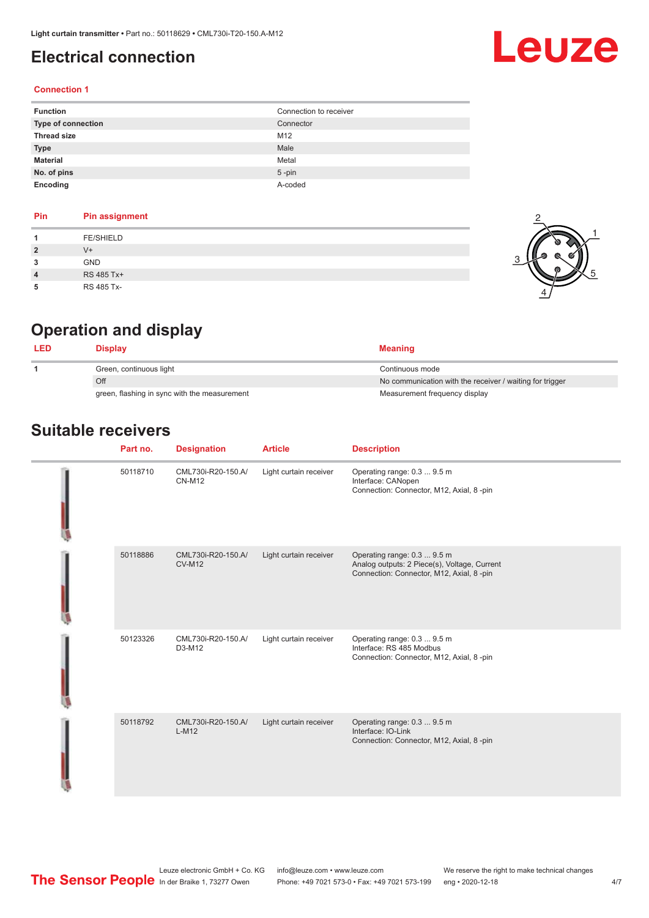## Electrical connection

### Connection 1

| Function | Connection to receiver |
|---|---|
| Type of connection | Connector |
| Thread size | M12 |
| Type | Male |
| Material | Metal |
| No. of pins | 5 -pin |
| Encoding | A-coded |

| Pin | Pin assignment |
|---|---|
| 1 | FE/SHIELD |
| 2 | V+ |
| 3 | GND |
| 4 | RS 485 Tx+ |
| 5 | RS 485 Tx- |

## Operation and display

| LED | Display | Meaning |
|---|---|---|
| 1 | Green, continuous light | Continuous mode |
| | Off | No communication with the receiver / waiting for trigger |
| | green, flashing in sync with the measurement | Measurement frequency display |

## Suitable receivers

| Part no. | Designation | Article | Description |
|---|---|---|---|
| 50118710 | CML730i-R20-150.A/CN-M12 | Light curtain receiver | Operating range: 0.3 ... 9.5 m<br>Interface: CANopen<br>Connection: Connector, M12, Axial, 8 -pin |
| 50118886 | CML730i-R20-150.A/CV-M12 | Light curtain receiver | Operating range: 0.3 ... 9.5 m<br>Analog outputs: 2 Piece(s), Voltage, Current<br>Connection: Connector, M12, Axial, 8 -pin |
| 50123326 | CML730i-R20-150.A/D3-M12 | Light curtain receiver | Operating range: 0.3 ... 9.5 m<br>Interface: RS 485 Modbus<br>Connection: Connector, M12, Axial, 8 -pin |
| 50118792 | CML730i-R20-150.A/L-M12 | Light curtain receiver | Operating range: 0.3 ... 9.5 m<br>Interface: IO-Link<br>Connection: Connector, M12, Axial, 8 -pin |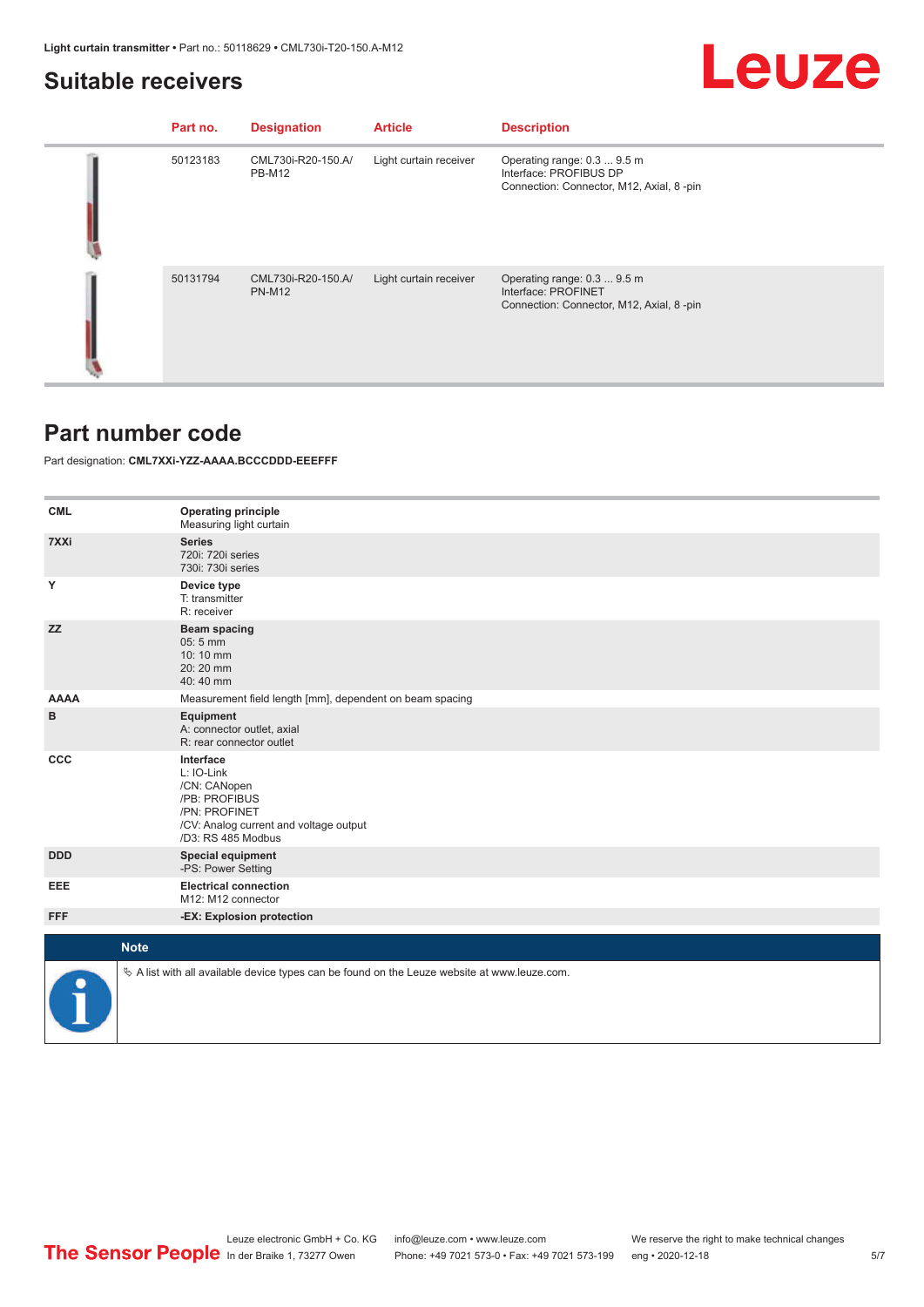## Suitable receivers

| Part no. | Designation | Article | Description |
|---|---|---|---|
| 50123183 | CML730i-R20-150.A/PB-M12 | Light curtain receiver | Operating range: 0.3 ... 9.5 m<br>Interface: PROFIBUS DP<br>Connection: Connector, M12, Axial, 8 -pin |
| 50131794 | CML730i-R20-150.A/PN-M12 | Light curtain receiver | Operating range: 0.3 ... 9.5 m<br>Interface: PROFINET<br>Connection: Connector, M12, Axial, 8 -pin |

## Part number code

Part designation: **CML7XXi-YZZ-AAAA.BCCCDDD-EEEFFF**

| | |
|---|---|
| **CML** | **Operating principle**<br>Measuring light curtain |
| **7XXi** | **Series**<br>720i: 720i series<br>730i: 730i series |
| **Y** | **Device type**<br>T: transmitter<br>R: receiver |
| **ZZ** | **Beam spacing**<br>05: 5 mm<br>10: 10 mm<br>20: 20 mm<br>40: 40 mm |
| **AAAA** | Measurement field length [mm], dependent on beam spacing |
| **B** | **Equipment**<br>A: connector outlet, axial<br>R: rear connector outlet |
| **CCC** | **Interface**<br>L: IO-Link<br>/CN: CANopen<br>/PB: PROFIBUS<br>/PN: PROFINET<br>/CV: Analog current and voltage output<br>/D3: RS 485 Modbus |
| **DDD** | **Special equipment**<br>-PS: Power Setting |
| **EEE** | **Electrical connection**<br>M12: M12 connector |
| **FFF** | **-EX: Explosion protection** |

**Note**

- A list with all available device types can be found on the Leuze website at www.leuze.com.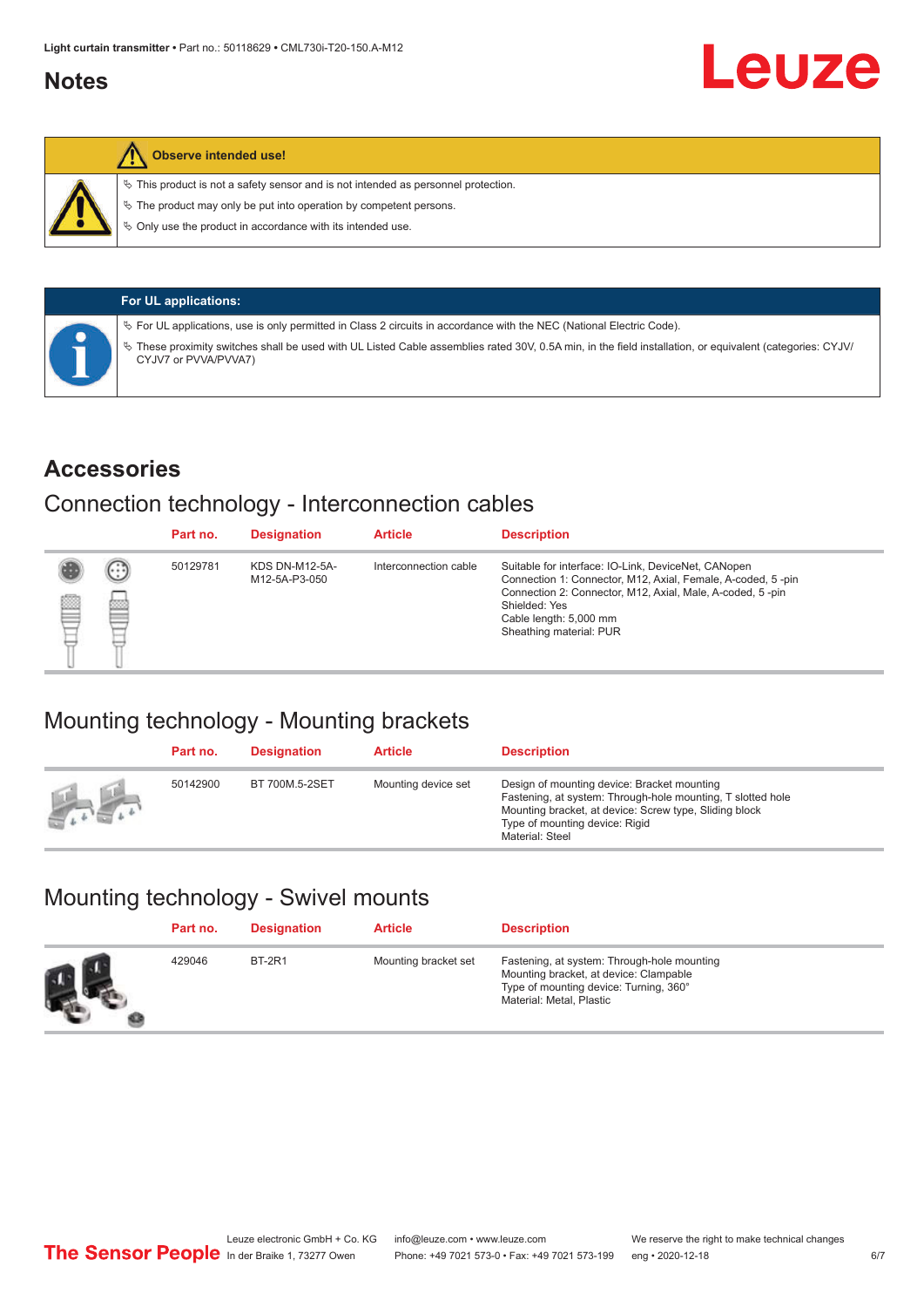## Notes

**Observe intended use!**

- This product is not a safety sensor and is not intended as personnel protection.
- The product may only be put into operation by competent persons.
- Only use the product in accordance with its intended use.

**For UL applications:**

- For UL applications, use is only permitted in Class 2 circuits in accordance with the NEC (National Electric Code).
- These proximity switches shall be used with UL Listed Cable assemblies rated 30V, 0.5A min, in the field installation, or equivalent (categories: CYJV/CYJV7 or PVVA/PVVA7)

## Accessories

### Connection technology - Interconnection cables

| Part no. | Designation | Article | Description |
|---|---|---|---|
| 50129781 | KDS DN-M12-5A-M12-5A-P3-050 | Interconnection cable | Suitable for interface: IO-Link, DeviceNet, CANopen<br>Connection 1: Connector, M12, Axial, Female, A-coded, 5 -pin<br>Connection 2: Connector, M12, Axial, Male, A-coded, 5 -pin<br>Shielded: Yes<br>Cable length: 5,000 mm<br>Sheathing material: PUR |

### Mounting technology - Mounting brackets

| Part no. | Designation | Article | Description |
|---|---|---|---|
| 50142900 | BT 700M.5-2SET | Mounting device set | Design of mounting device: Bracket mounting<br>Fastening, at system: Through-hole mounting, T slotted hole<br>Mounting bracket, at device: Screw type, Sliding block<br>Type of mounting device: Rigid<br>Material: Steel |

### Mounting technology - Swivel mounts

| Part no. | Designation | Article | Description |
|---|---|---|---|
| 429046 | BT-2R1 | Mounting bracket set | Fastening, at system: Through-hole mounting<br>Mounting bracket, at device: Clampable<br>Type of mounting device: Turning, 360°<br>Material: Metal, Plastic |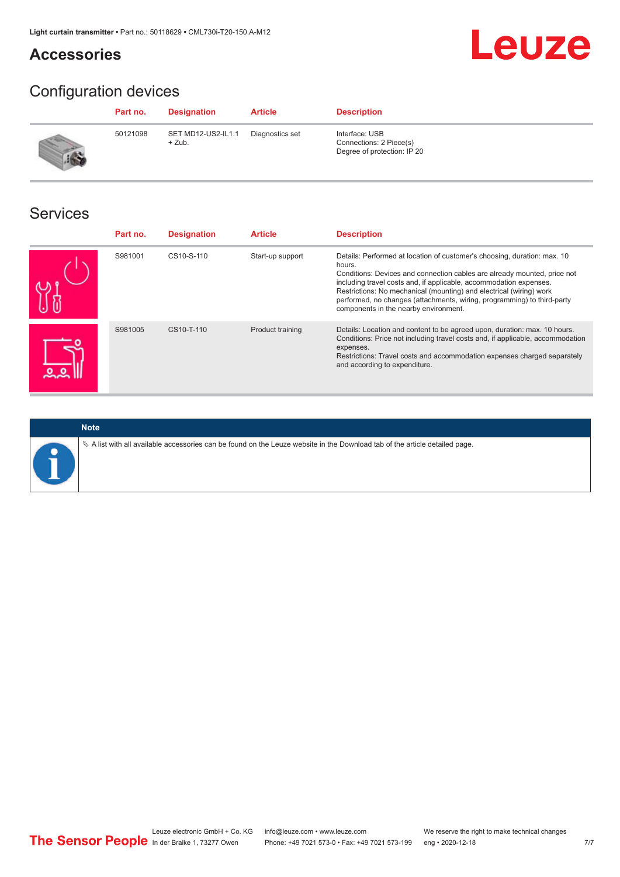## Accessories

# Configuration devices

| | Part no. | Designation | Article | Description |
|---|---|---|---|---|
| | 50121098 | SET MD12-US2-IL1.1 + Zub. | Diagnostics set | Interface: USB<br>Connections: 2 Piece(s)<br>Degree of protection: IP 20 |

# Services

| | Part no. | Designation | Article | Description |
|---|---|---|---|---|
| | S981001 | CS10-S-110 | Start-up support | Details: Performed at location of customer's choosing, duration: max. 10 hours.<br>Conditions: Devices and connection cables are already mounted, price not including travel costs and, if applicable, accommodation expenses.<br>Restrictions: No mechanical (mounting) and electrical (wiring) work performed, no changes (attachments, wiring, programming) to third-party components in the nearby environment. |
| | S981005 | CS10-T-110 | Product training | Details: Location and content to be agreed upon, duration: max. 10 hours.<br>Conditions: Price not including travel costs and, if applicable, accommodation expenses.<br>Restrictions: Travel costs and accommodation expenses charged separately and according to expenditure. |

**Note**

↳ A list with all available accessories can be found on the Leuze website in the Download tab of the article detailed page.